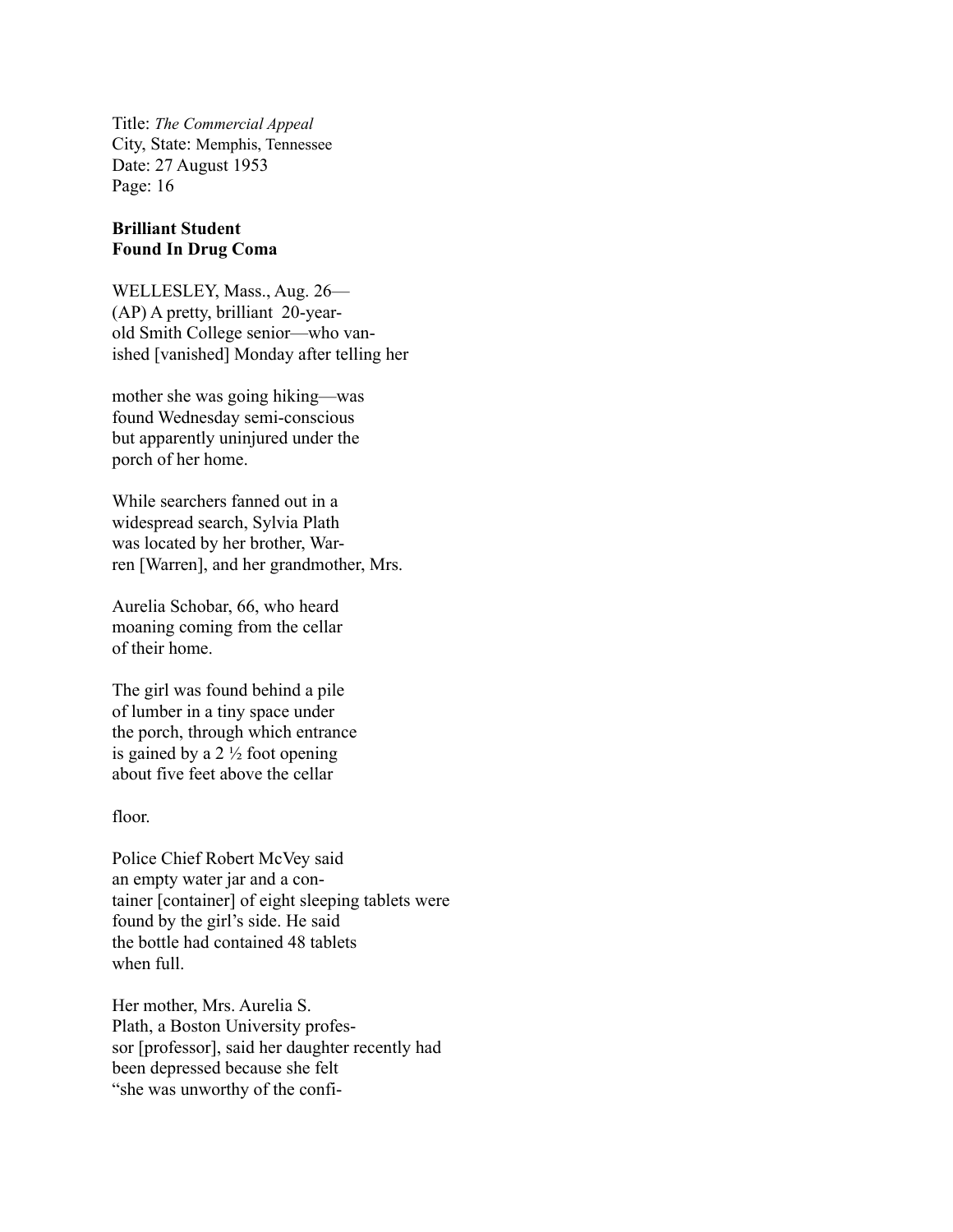Title: *The Commercial Appeal*
City, State: Memphis, Tennessee
Date: 27 August 1953
Page: 16

**Brilliant Student**
**Found In Drug Coma**

WELLESLEY, Mass., Aug. 26—
(AP) A pretty, brilliant 20-year-
old Smith College senior—who van-
ished [vanished] Monday after telling her

mother she was going hiking—was
found Wednesday semi-conscious
but apparently uninjured under the
porch of her home.

While searchers fanned out in a
widespread search, Sylvia Plath
was located by her brother, War-
ren [Warren], and her grandmother, Mrs.

Aurelia Schobar, 66, who heard
moaning coming from the cellar
of their home.

The girl was found behind a pile
of lumber in a tiny space under
the porch, through which entrance
is gained by a 2 ½ foot opening
about five feet above the cellar

floor.

Police Chief Robert McVey said
an empty water jar and a con-
tainer [container] of eight sleeping tablets were
found by the girl's side. He said
the bottle had contained 48 tablets
when full.

Her mother, Mrs. Aurelia S.
Plath, a Boston University profes-
sor [professor], said her daughter recently had
been depressed because she felt
"she was unworthy of the confi-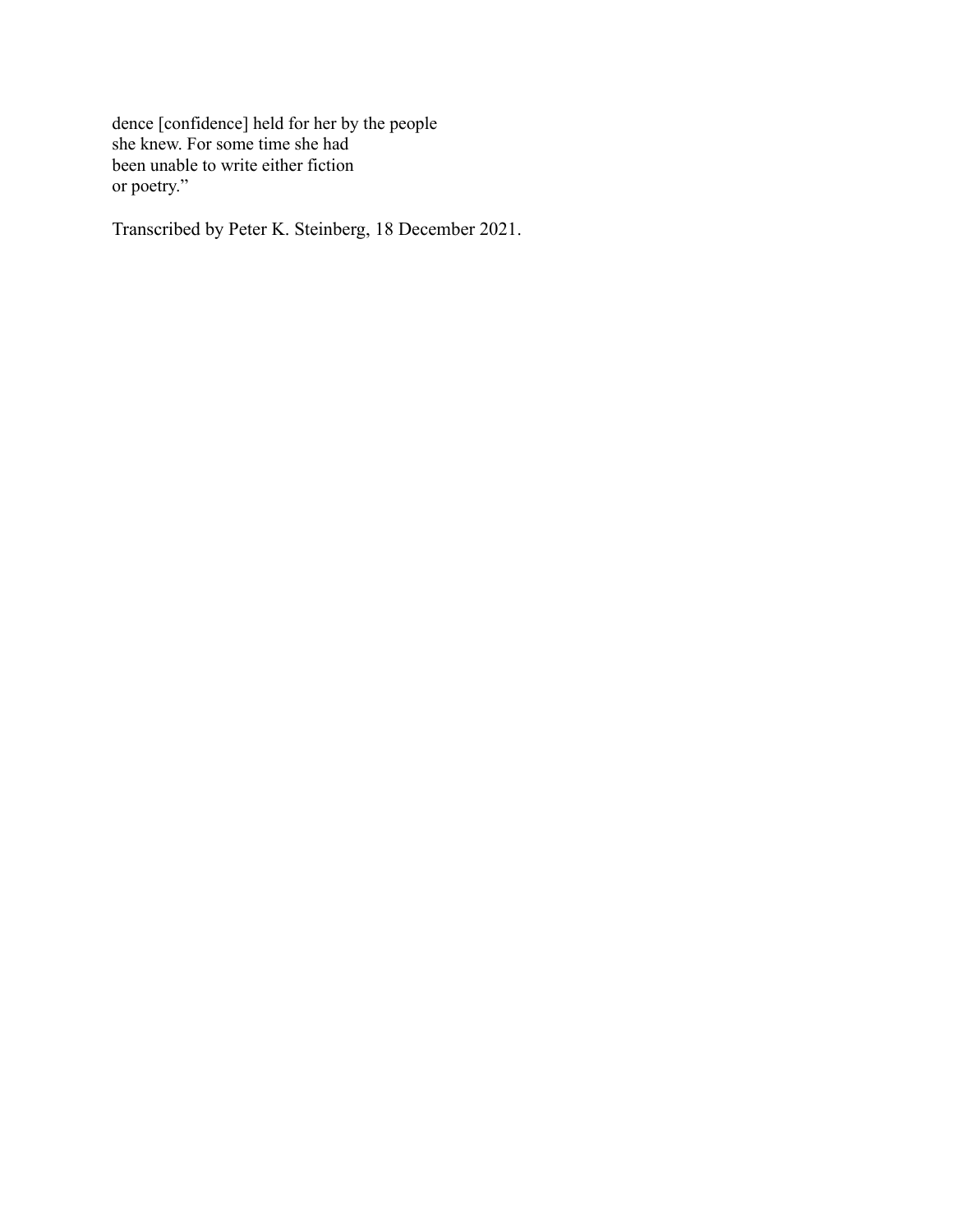dence [confidence] held for her by the people
she knew. For some time she had
been unable to write either fiction
or poetry."

Transcribed by Peter K. Steinberg, 18 December 2021.